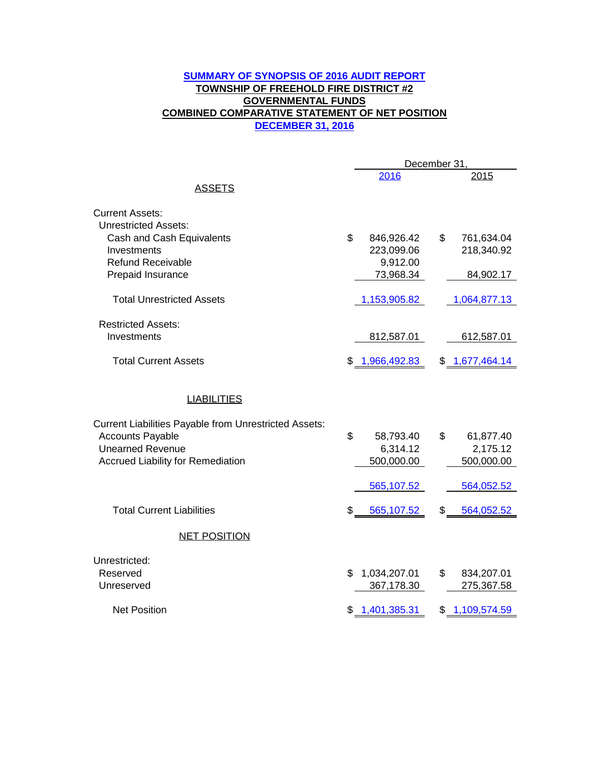# SUMMARY OF SYNOPSIS OF 2016 AUDIT REPORT
## TOWNSHIP OF FREEHOLD FIRE DISTRICT #2
## GOVERNMENTAL FUNDS
## COMBINED COMPARATIVE STATEMENT OF NET POSITION
## DECEMBER 31, 2016

| | December 31, 2016 | December 31, 2015 |
|---|---|---|
| **ASSETS** | | |
| Current Assets: | | |
| Unrestricted Assets: | | |
| Cash and Cash Equivalents | $ 846,926.42 | $ 761,634.04 |
| Investments | 223,099.06 | 218,340.92 |
| Refund Receivable | 9,912.00 | |
| Prepaid Insurance | 73,968.34 | 84,902.17 |
| Total Unrestricted Assets | 1,153,905.82 | 1,064,877.13 |
| Restricted Assets: | | |
| Investments | 812,587.01 | 612,587.01 |
| Total Current Assets | $ 1,966,492.83 | $ 1,677,464.14 |
| **LIABILITIES** | | |
| Current Liabilities Payable from Unrestricted Assets: | | |
| Accounts Payable | $ 58,793.40 | $ 61,877.40 |
| Unearned Revenue | 6,314.12 | 2,175.12 |
| Accrued Liability for Remediation | 500,000.00 | 500,000.00 |
| | 565,107.52 | 564,052.52 |
| Total Current Liabilities | $ 565,107.52 | $ 564,052.52 |
| **NET POSITION** | | |
| Unrestricted: | | |
| Reserved | $ 1,034,207.01 | $ 834,207.01 |
| Unreserved | 367,178.30 | 275,367.58 |
| Net Position | $ 1,401,385.31 | $ 1,109,574.59 |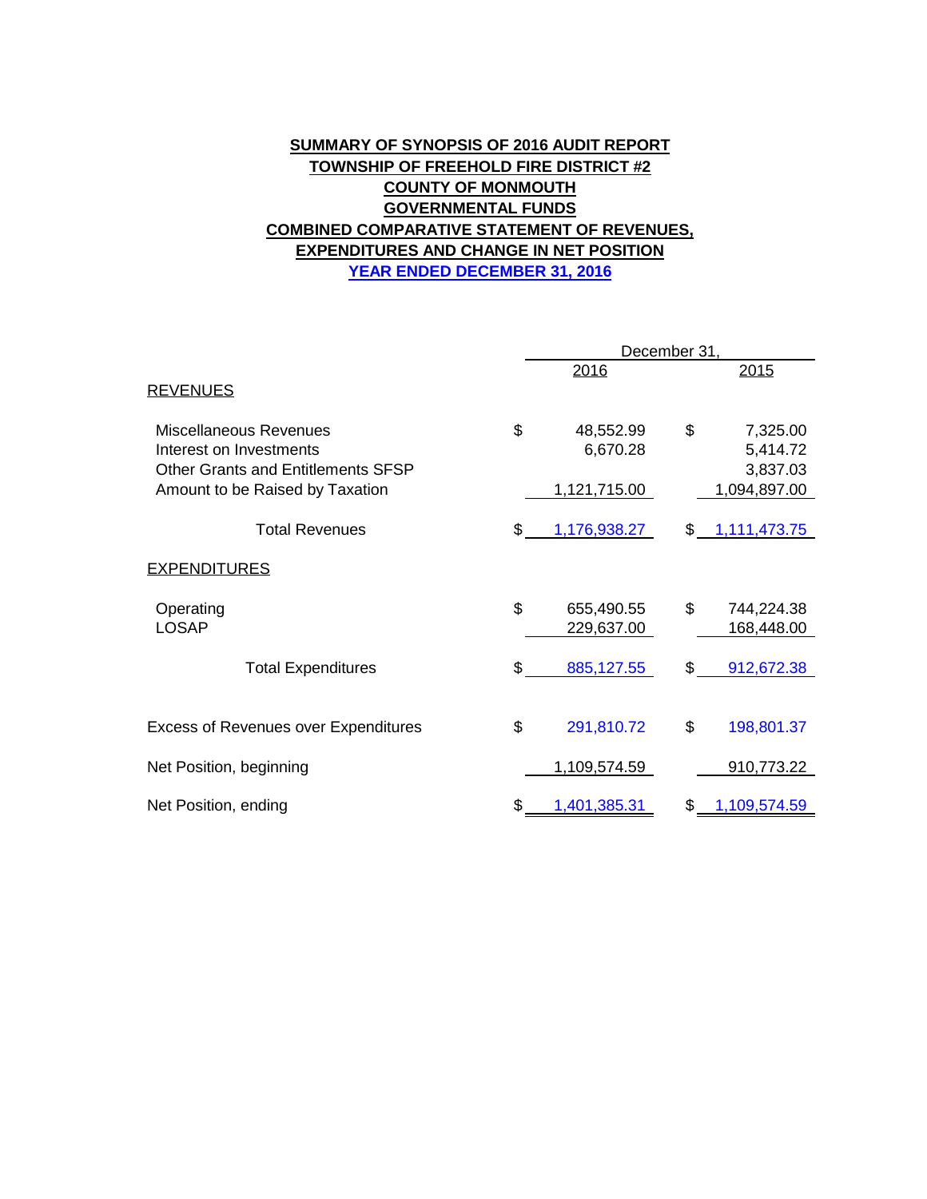**SUMMARY OF SYNOPSIS OF 2016 AUDIT REPORT**
**TOWNSHIP OF FREEHOLD FIRE DISTRICT #2**
**COUNTY OF MONMOUTH**
**GOVERNMENTAL FUNDS**
**COMBINED COMPARATIVE STATEMENT OF REVENUES, EXPENDITURES AND CHANGE IN NET POSITION**
**YEAR ENDED DECEMBER 31, 2016**

| | December 31, | |
|---|---|---|
| | 2016 | 2015 |
| REVENUES | | |
| Miscellaneous Revenues | $ 48,552.99 | $ 7,325.00 |
| Interest on Investments | 6,670.28 | 5,414.72 |
| Other Grants and Entitlements SFSP | | 3,837.03 |
| Amount to be Raised by Taxation | 1,121,715.00 | 1,094,897.00 |
| Total Revenues | $ 1,176,938.27 | $ 1,111,473.75 |
| EXPENDITURES | | |
| Operating | $ 655,490.55 | $ 744,224.38 |
| LOSAP | 229,637.00 | 168,448.00 |
| Total Expenditures | $ 885,127.55 | $ 912,672.38 |
| Excess of Revenues over Expenditures | $ 291,810.72 | $ 198,801.37 |
| Net Position, beginning | 1,109,574.59 | 910,773.22 |
| Net Position, ending | $ 1,401,385.31 | $ 1,109,574.59 |